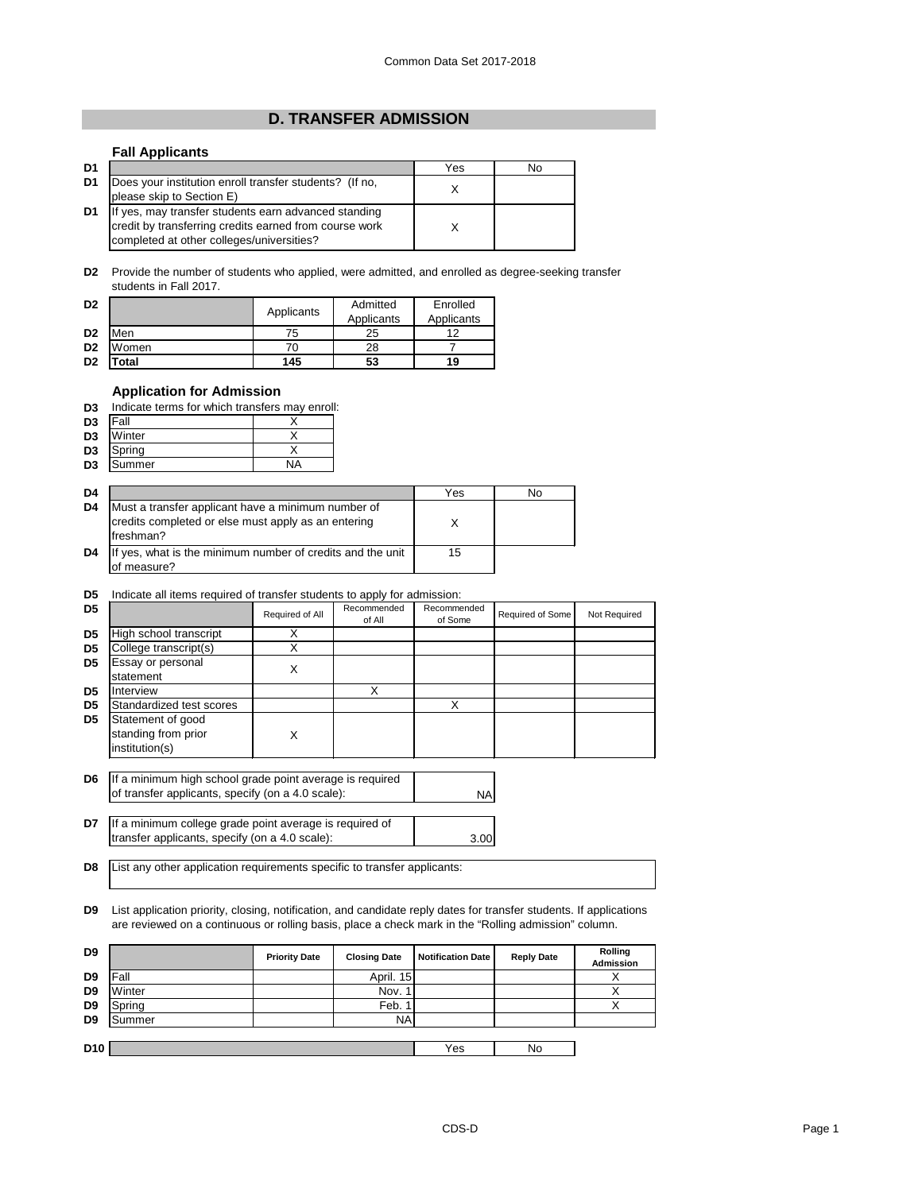## D. TRANSFER ADMISSION

### Fall Applicants

| | | Yes | No |
|---|---|---|---|
| D1 | Does your institution enroll transfer students? (If no, please skip to Section E) | X | |
| D1 | If yes, may transfer students earn advanced standing credit by transferring credits earned from course work completed at other colleges/universities? | X | |

**D2** Provide the number of students who applied, were admitted, and enrolled as degree-seeking transfer students in Fall 2017.

| D2 | | Applicants | Admitted Applicants | Enrolled Applicants |
|---|---|---|---|---|
| D2 | Men | 75 | 25 | 12 |
| D2 | Women | 70 | 28 | 7 |
| D2 | **Total** | **145** | **53** | **19** |

### Application for Admission

**D3** Indicate terms for which transfers may enroll:

| D3 | Term | |
|---|---|---|
| D3 | Fall | X |
| D3 | Winter | X |
| D3 | Spring | X |
| D3 | Summer | NA |

| D4 | | Yes | No |
|---|---|---|---|
| D4 | Must a transfer applicant have a minimum number of credits completed or else must apply as an entering freshman? | X | |
| D4 | If yes, what is the minimum number of credits and the unit of measure? | 15 | |

**D5** Indicate all items required of transfer students to apply for admission:

| D5 | | Required of All | Recommended of All | Recommended of Some | Required of Some | Not Required |
|---|---|---|---|---|---|---|
| D5 | High school transcript | X | | | | |
| D5 | College transcript(s) | X | | | | |
| D5 | Essay or personal statement | X | | | | |
| D5 | Interview | | X | | | |
| D5 | Standardized test scores | | | X | | |
| D5 | Statement of good standing from prior institution(s) | X | | | | |

| | | |
|---|---|---|
| D6 | If a minimum high school grade point average is required of transfer applicants, specify (on a 4.0 scale): | NA |
| D7 | If a minimum college grade point average is required of transfer applicants, specify (on a 4.0 scale): | 3.00 |

**D8** List any other application requirements specific to transfer applicants:

**D9** List application priority, closing, notification, and candidate reply dates for transfer students. If applications are reviewed on a continuous or rolling basis, place a check mark in the "Rolling admission" column.

| D9 | | Priority Date | Closing Date | Notification Date | Reply Date | Rolling Admission |
|---|---|---|---|---|---|---|
| D9 | Fall | | April. 15 | | | X |
| D9 | Winter | | Nov. 1 | | | X |
| D9 | Spring | | Feb. 1 | | | X |
| D9 | Summer | | NA | | | |

| D10 | | Yes | No |
|---|---|---|---|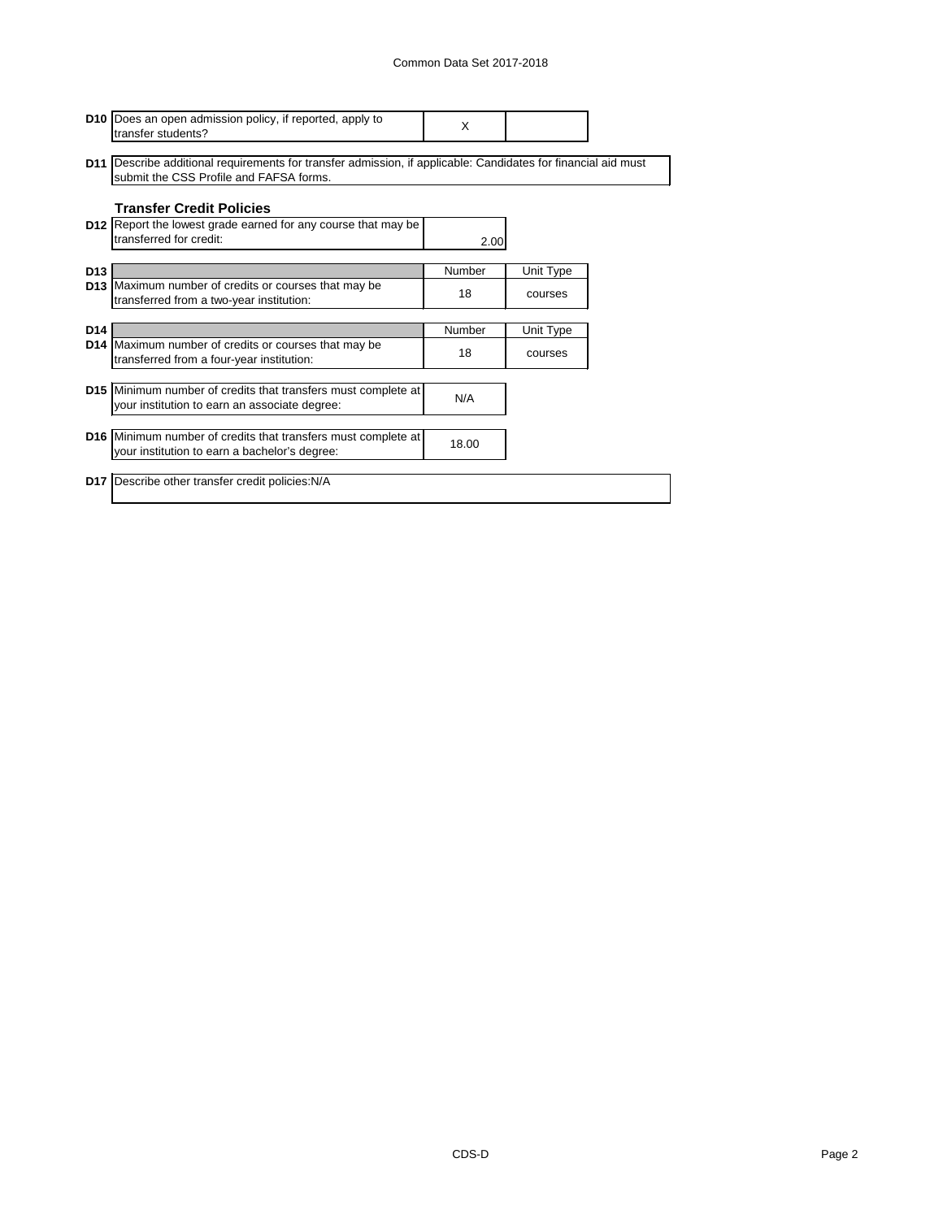| | | | |
|---|---|---|---|
| **D10** | Does an open admission policy, if reported, apply to transfer students? | X | |

**D11** Describe additional requirements for transfer admission, if applicable: Candidates for financial aid must submit the CSS Profile and FAFSA forms.

### Transfer Credit Policies

| | | |
|---|---|---|
| **D12** | Report the lowest grade earned for any course that may be transferred for credit: | 2.00 |

| | | Number | Unit Type |
|---|---|---|---|
| **D13** | Maximum number of credits or courses that may be transferred from a two-year institution: | 18 | courses |

| | | Number | Unit Type |
|---|---|---|---|
| **D14** | Maximum number of credits or courses that may be transferred from a four-year institution: | 18 | courses |

| | | |
|---|---|---|
| **D15** | Minimum number of credits that transfers must complete at your institution to earn an associate degree: | N/A |

| | | |
|---|---|---|
| **D16** | Minimum number of credits that transfers must complete at your institution to earn a bachelor's degree: | 18.00 |

**D17** Describe other transfer credit policies:N/A